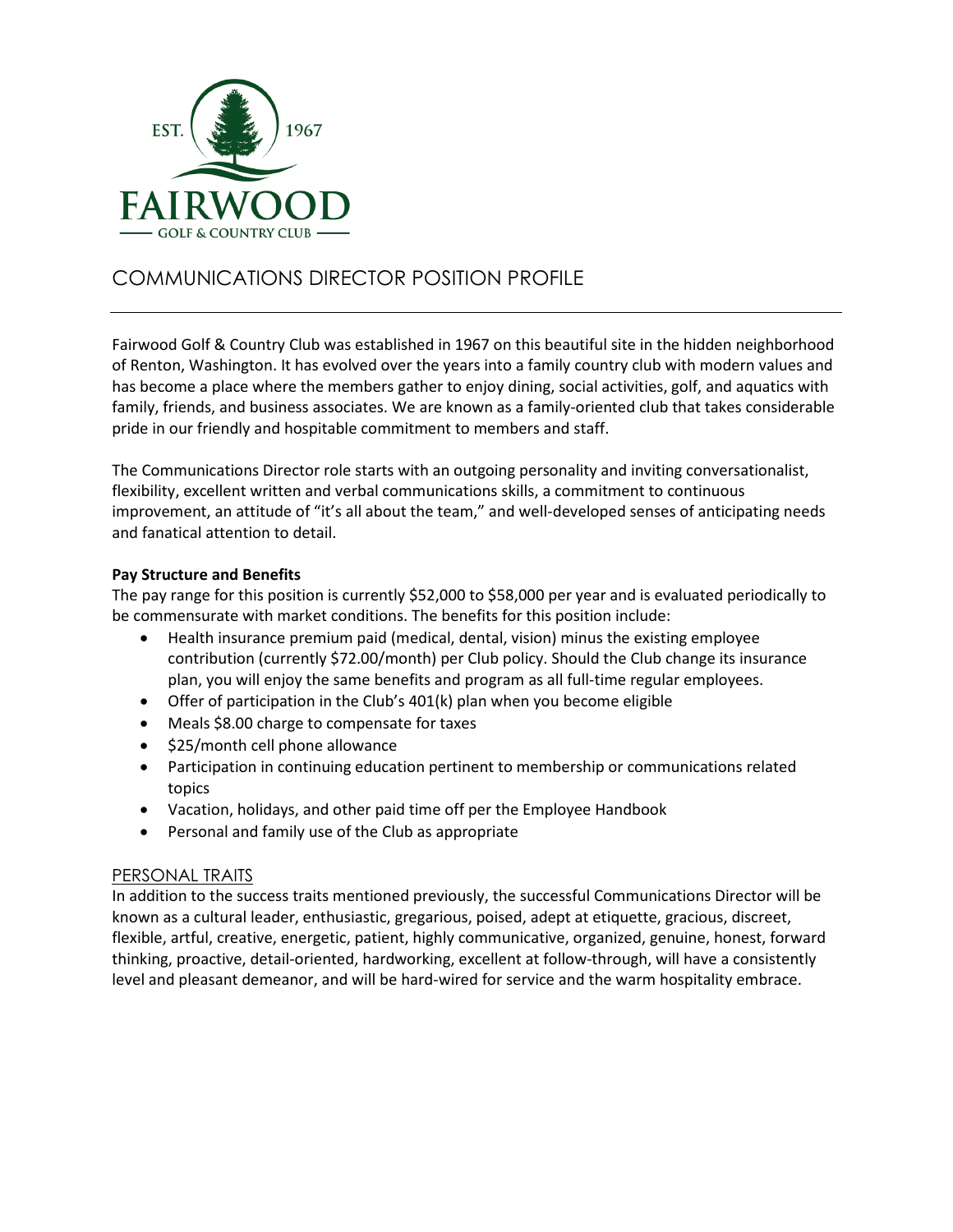EST. 1967

FAIRWOOD

GOLF & COUNTRY CLUB

# COMMUNICATIONS DIRECTOR POSITION PROFILE

Fairwood Golf & Country Club was established in 1967 on this beautiful site in the hidden neighborhood of Renton, Washington. It has evolved over the years into a family country club with modern values and has become a place where the members gather to enjoy dining, social activities, golf, and aquatics with family, friends, and business associates. We are known as a family-oriented club that takes considerable pride in our friendly and hospitable commitment to members and staff.

The Communications Director role starts with an outgoing personality and inviting conversationalist, flexibility, excellent written and verbal communications skills, a commitment to continuous improvement, an attitude of "it's all about the team," and well-developed senses of anticipating needs and fanatical attention to detail.

**Pay Structure and Benefits**

The pay range for this position is currently $52,000 to $58,000 per year and is evaluated periodically to be commensurate with market conditions. The benefits for this position include:

- Health insurance premium paid (medical, dental, vision) minus the existing employee contribution (currently $72.00/month) per Club policy. Should the Club change its insurance plan, you will enjoy the same benefits and program as all full-time regular employees.
- Offer of participation in the Club's 401(k) plan when you become eligible
- Meals $8.00 charge to compensate for taxes
- $25/month cell phone allowance
- Participation in continuing education pertinent to membership or communications related topics
- Vacation, holidays, and other paid time off per the Employee Handbook
- Personal and family use of the Club as appropriate

## PERSONAL TRAITS

In addition to the success traits mentioned previously, the successful Communications Director will be known as a cultural leader, enthusiastic, gregarious, poised, adept at etiquette, gracious, discreet, flexible, artful, creative, energetic, patient, highly communicative, organized, genuine, honest, forward thinking, proactive, detail-oriented, hardworking, excellent at follow-through, will have a consistently level and pleasant demeanor, and will be hard-wired for service and the warm hospitality embrace.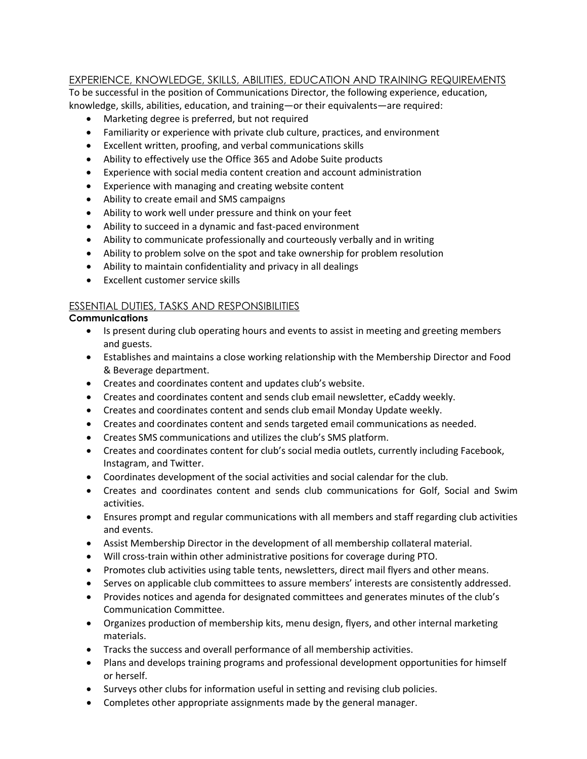## EXPERIENCE, KNOWLEDGE, SKILLS, ABILITIES, EDUCATION AND TRAINING REQUIREMENTS

To be successful in the position of Communications Director, the following experience, education, knowledge, skills, abilities, education, and training—or their equivalents—are required:

- Marketing degree is preferred, but not required
- Familiarity or experience with private club culture, practices, and environment
- Excellent written, proofing, and verbal communications skills
- Ability to effectively use the Office 365 and Adobe Suite products
- Experience with social media content creation and account administration
- Experience with managing and creating website content
- Ability to create email and SMS campaigns
- Ability to work well under pressure and think on your feet
- Ability to succeed in a dynamic and fast-paced environment
- Ability to communicate professionally and courteously verbally and in writing
- Ability to problem solve on the spot and take ownership for problem resolution
- Ability to maintain confidentiality and privacy in all dealings
- Excellent customer service skills

## ESSENTIAL DUTIES, TASKS AND RESPONSIBILITIES

**Communications**

- Is present during club operating hours and events to assist in meeting and greeting members and guests.
- Establishes and maintains a close working relationship with the Membership Director and Food & Beverage department.
- Creates and coordinates content and updates club's website.
- Creates and coordinates content and sends club email newsletter, eCaddy weekly.
- Creates and coordinates content and sends club email Monday Update weekly.
- Creates and coordinates content and sends targeted email communications as needed.
- Creates SMS communications and utilizes the club's SMS platform.
- Creates and coordinates content for club's social media outlets, currently including Facebook, Instagram, and Twitter.
- Coordinates development of the social activities and social calendar for the club.
- Creates and coordinates content and sends club communications for Golf, Social and Swim activities.
- Ensures prompt and regular communications with all members and staff regarding club activities and events.
- Assist Membership Director in the development of all membership collateral material.
- Will cross-train within other administrative positions for coverage during PTO.
- Promotes club activities using table tents, newsletters, direct mail flyers and other means.
- Serves on applicable club committees to assure members' interests are consistently addressed.
- Provides notices and agenda for designated committees and generates minutes of the club's Communication Committee.
- Organizes production of membership kits, menu design, flyers, and other internal marketing materials.
- Tracks the success and overall performance of all membership activities.
- Plans and develops training programs and professional development opportunities for himself or herself.
- Surveys other clubs for information useful in setting and revising club policies.
- Completes other appropriate assignments made by the general manager.